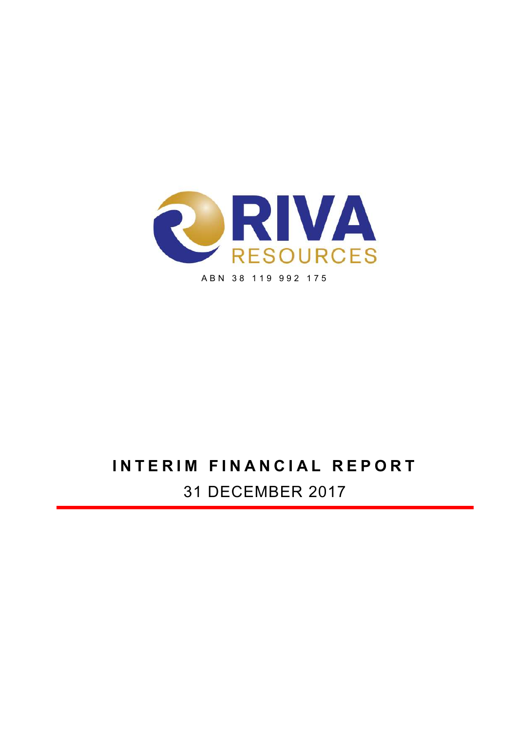RIVA

RESOURCES

ABN 38 119 992 175

# INTERIM FINANCIAL REPORT

## 31 DECEMBER 2017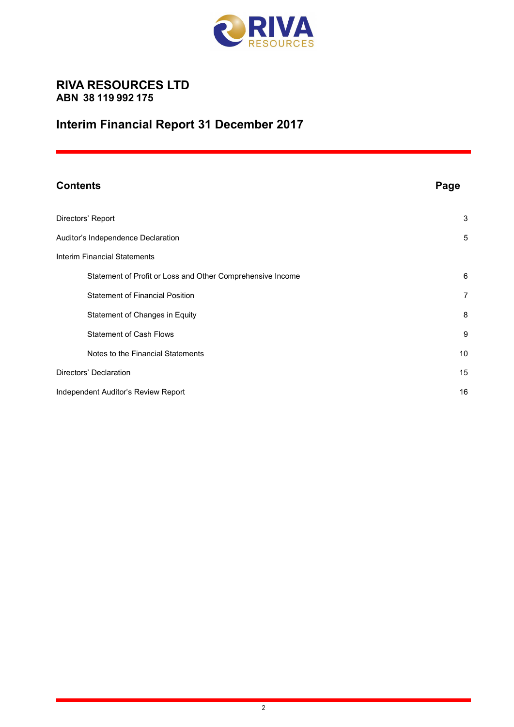# RIVA RESOURCES LTD
## ABN 38 119 992 175

# Interim Financial Report 31 December 2017

| Contents | Page |
|---|---|
| Directors' Report | 3 |
| Auditor's Independence Declaration | 5 |
| Interim Financial Statements | |
| Statement of Profit or Loss and Other Comprehensive Income | 6 |
| Statement of Financial Position | 7 |
| Statement of Changes in Equity | 8 |
| Statement of Cash Flows | 9 |
| Notes to the Financial Statements | 10 |
| Directors' Declaration | 15 |
| Independent Auditor's Review Report | 16 |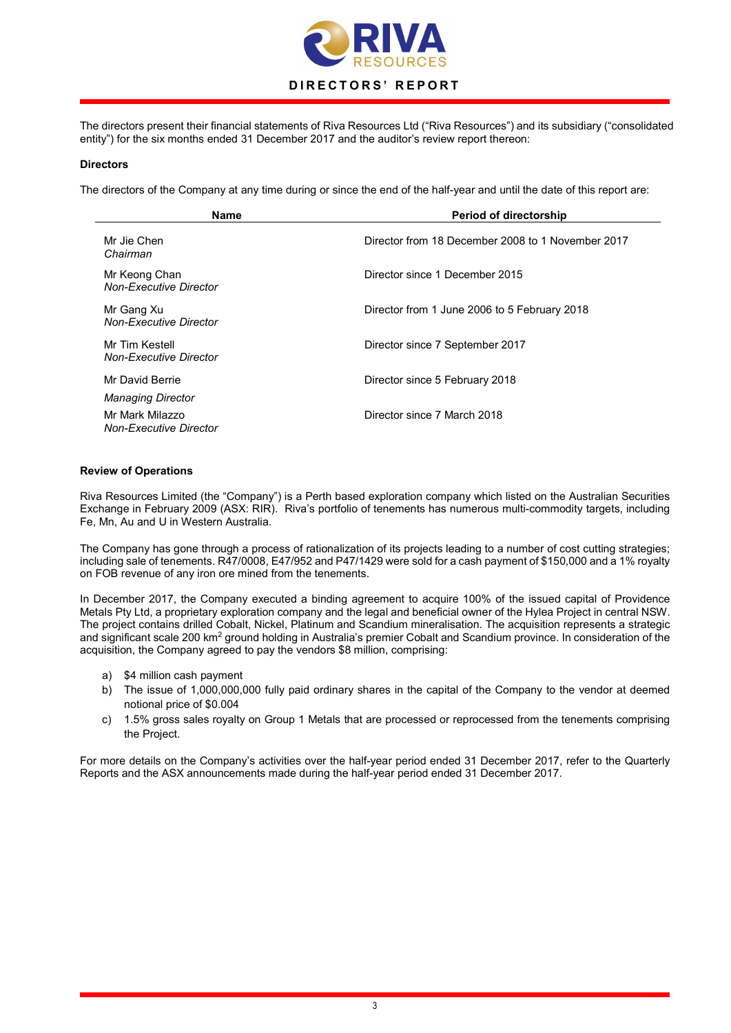# DIRECTORS' REPORT

The directors present their financial statements of Riva Resources Ltd ("Riva Resources") and its subsidiary ("consolidated entity") for the six months ended 31 December 2017 and the auditor's review report thereon:

**Directors**

The directors of the Company at any time during or since the end of the half-year and until the date of this report are:

| Name | Period of directorship |
|---|---|
| Mr Jie Chen<br>*Chairman* | Director from 18 December 2008 to 1 November 2017 |
| Mr Keong Chan<br>*Non-Executive Director* | Director since 1 December 2015 |
| Mr Gang Xu<br>*Non-Executive Director* | Director from 1 June 2006 to 5 February 2018 |
| Mr Tim Kestell<br>*Non-Executive Director* | Director since 7 September 2017 |
| Mr David Berrie<br>*Managing Director* | Director since 5 February 2018 |
| Mr Mark Milazzo<br>*Non-Executive Director* | Director since 7 March 2018 |

**Review of Operations**

Riva Resources Limited (the "Company") is a Perth based exploration company which listed on the Australian Securities Exchange in February 2009 (ASX: RIR). Riva's portfolio of tenements has numerous multi-commodity targets, including Fe, Mn, Au and U in Western Australia.

The Company has gone through a process of rationalization of its projects leading to a number of cost cutting strategies; including sale of tenements. R47/0008, E47/952 and P47/1429 were sold for a cash payment of $150,000 and a 1% royalty on FOB revenue of any iron ore mined from the tenements.

In December 2017, the Company executed a binding agreement to acquire 100% of the issued capital of Providence Metals Pty Ltd, a proprietary exploration company and the legal and beneficial owner of the Hylea Project in central NSW. The project contains drilled Cobalt, Nickel, Platinum and Scandium mineralisation. The acquisition represents a strategic and significant scale 200 km$^2$ ground holding in Australia's premier Cobalt and Scandium province. In consideration of the acquisition, the Company agreed to pay the vendors $8 million, comprising:

a) $4 million cash payment
b) The issue of 1,000,000,000 fully paid ordinary shares in the capital of the Company to the vendor at deemed notional price of $0.004
c) 1.5% gross sales royalty on Group 1 Metals that are processed or reprocessed from the tenements comprising the Project.

For more details on the Company's activities over the half-year period ended 31 December 2017, refer to the Quarterly Reports and the ASX announcements made during the half-year period ended 31 December 2017.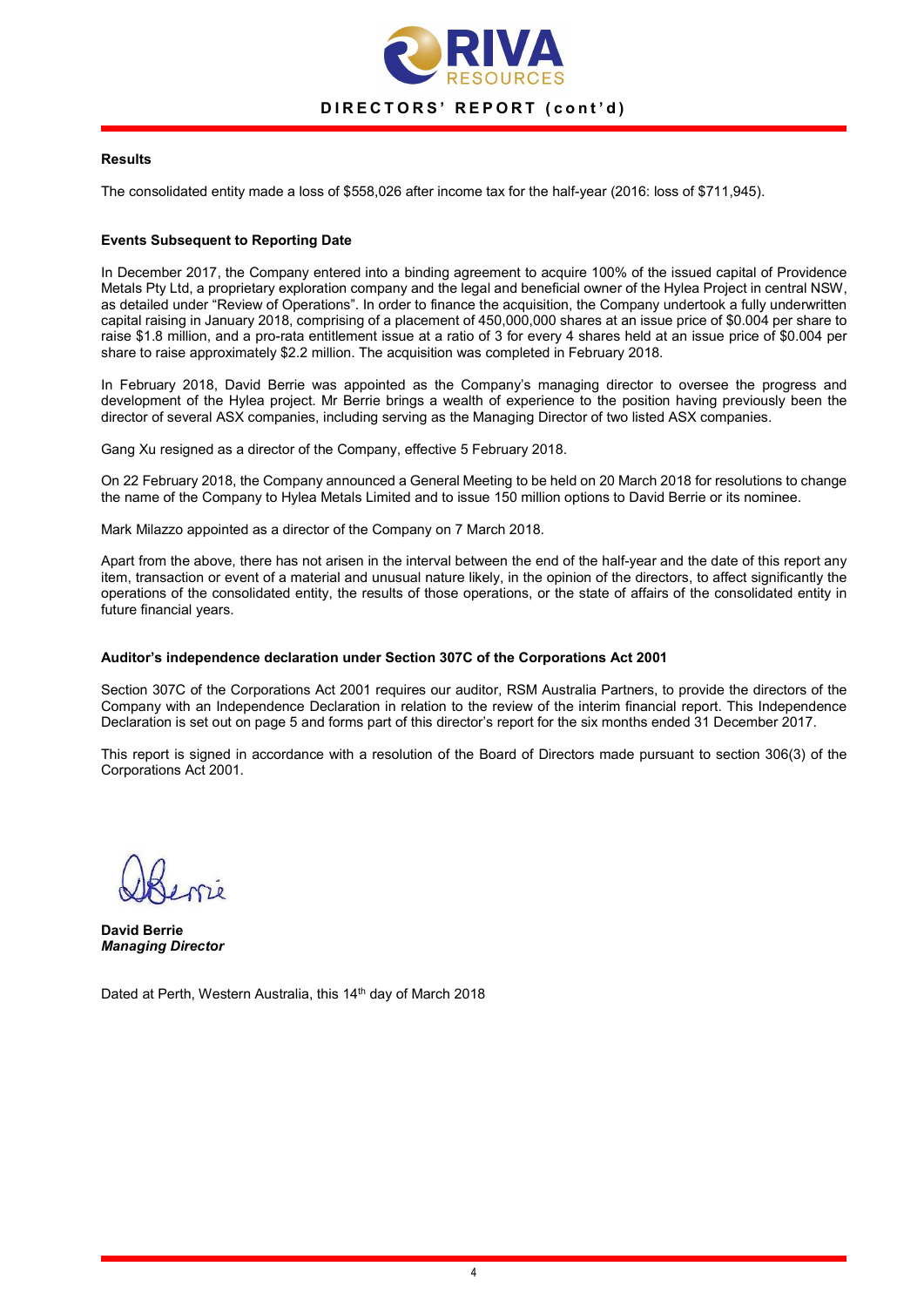## DIRECTORS' REPORT (cont'd)

### Results

The consolidated entity made a loss of $558,026 after income tax for the half-year (2016: loss of $711,945).

### Events Subsequent to Reporting Date

In December 2017, the Company entered into a binding agreement to acquire 100% of the issued capital of Providence Metals Pty Ltd, a proprietary exploration company and the legal and beneficial owner of the Hylea Project in central NSW, as detailed under "Review of Operations". In order to finance the acquisition, the Company undertook a fully underwritten capital raising in January 2018, comprising of a placement of 450,000,000 shares at an issue price of $0.004 per share to raise $1.8 million, and a pro-rata entitlement issue at a ratio of 3 for every 4 shares held at an issue price of $0.004 per share to raise approximately $2.2 million. The acquisition was completed in February 2018.

In February 2018, David Berrie was appointed as the Company's managing director to oversee the progress and development of the Hylea project. Mr Berrie brings a wealth of experience to the position having previously been the director of several ASX companies, including serving as the Managing Director of two listed ASX companies.

Gang Xu resigned as a director of the Company, effective 5 February 2018.

On 22 February 2018, the Company announced a General Meeting to be held on 20 March 2018 for resolutions to change the name of the Company to Hylea Metals Limited and to issue 150 million options to David Berrie or its nominee.

Mark Milazzo appointed as a director of the Company on 7 March 2018.

Apart from the above, there has not arisen in the interval between the end of the half-year and the date of this report any item, transaction or event of a material and unusual nature likely, in the opinion of the directors, to affect significantly the operations of the consolidated entity, the results of those operations, or the state of affairs of the consolidated entity in future financial years.

### Auditor's independence declaration under Section 307C of the Corporations Act 2001

Section 307C of the Corporations Act 2001 requires our auditor, RSM Australia Partners, to provide the directors of the Company with an Independence Declaration in relation to the review of the interim financial report. This Independence Declaration is set out on page 5 and forms part of this director's report for the six months ended 31 December 2017.

This report is signed in accordance with a resolution of the Board of Directors made pursuant to section 306(3) of the Corporations Act 2001.

**David Berrie**
***Managing Director***

Dated at Perth, Western Australia, this 14th day of March 2018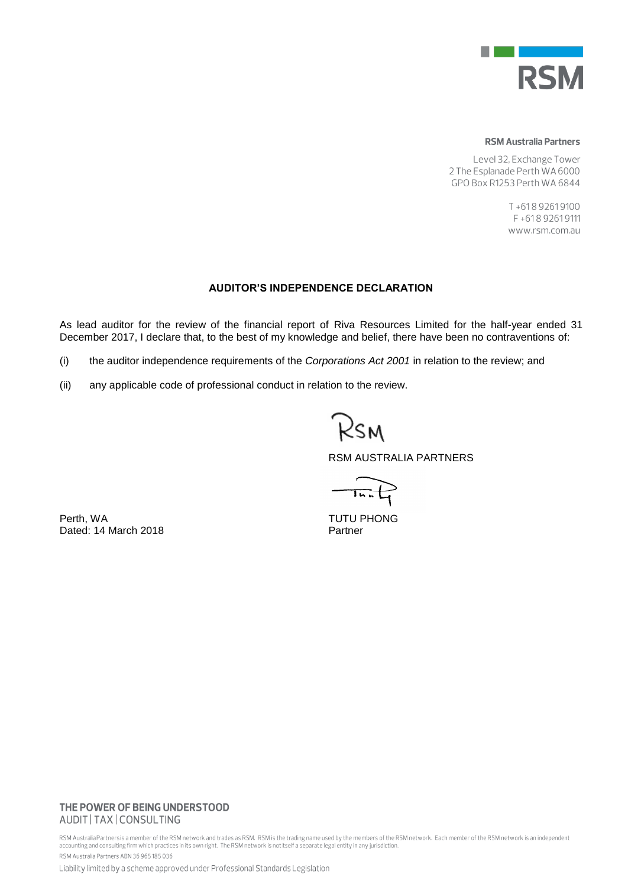RSM

**RSM Australia Partners**

Level 32, Exchange Tower
2 The Esplanade Perth WA 6000
GPO Box R1253 Perth WA 6844

T +61 8 9261 9100
F +61 8 9261 9111
www.rsm.com.au

## AUDITOR'S INDEPENDENCE DECLARATION

As lead auditor for the review of the financial report of Riva Resources Limited for the half-year ended 31 December 2017, I declare that, to the best of my knowledge and belief, there have been no contraventions of:

(i) the auditor independence requirements of the *Corporations Act 2001* in relation to the review; and

(ii) any applicable code of professional conduct in relation to the review.

RSM AUSTRALIA PARTNERS

TUTU PHONG
Partner

Perth, WA
Dated: 14 March 2018

**THE POWER OF BEING UNDERSTOOD**
AUDIT | TAX | CONSULTING

RSM Australia Partners is a member of the RSM network and trades as RSM. RSM is the trading name used by the members of the RSM network. Each member of the RSM network is an independent accounting and consulting firm which practices in its own right. The RSM network is not itself a separate legal entity in any jurisdiction.

RSM Australia Partners ABN 36 965 185 036

Liability limited by a scheme approved under Professional Standards Legislation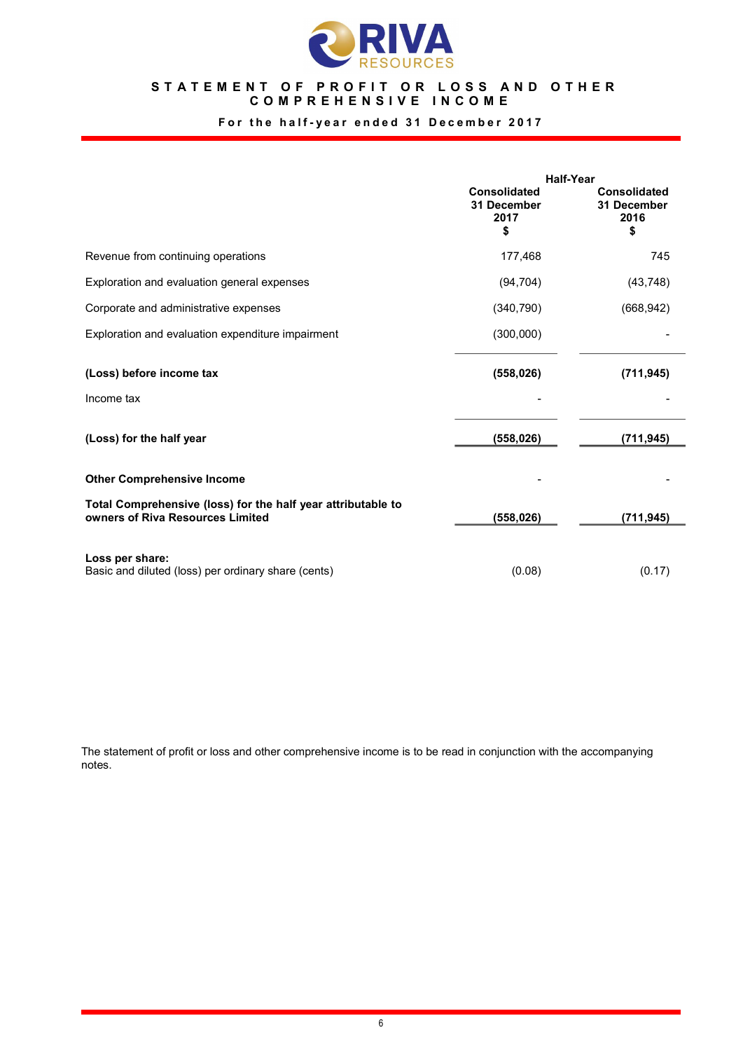# STATEMENT OF PROFIT OR LOSS AND OTHER COMPREHENSIVE INCOME

**For the half-year ended 31 December 2017**

| | Half-Year | |
|---|---|---|
| | **Consolidated 31 December 2017 $** | **Consolidated 31 December 2016 $** |
| Revenue from continuing operations | 177,468 | 745 |
| Exploration and evaluation general expenses | (94,704) | (43,748) |
| Corporate and administrative expenses | (340,790) | (668,942) |
| Exploration and evaluation expenditure impairment | (300,000) | - |
| **(Loss) before income tax** | **(558,026)** | **(711,945)** |
| Income tax | - | - |
| **(Loss) for the half year** | **(558,026)** | **(711,945)** |
| **Other Comprehensive Income** | - | - |
| **Total Comprehensive (loss) for the half year attributable to owners of Riva Resources Limited** | **(558,026)** | **(711,945)** |
| **Loss per share:** | | |
| Basic and diluted (loss) per ordinary share (cents) | (0.08) | (0.17) |

The statement of profit or loss and other comprehensive income is to be read in conjunction with the accompanying notes.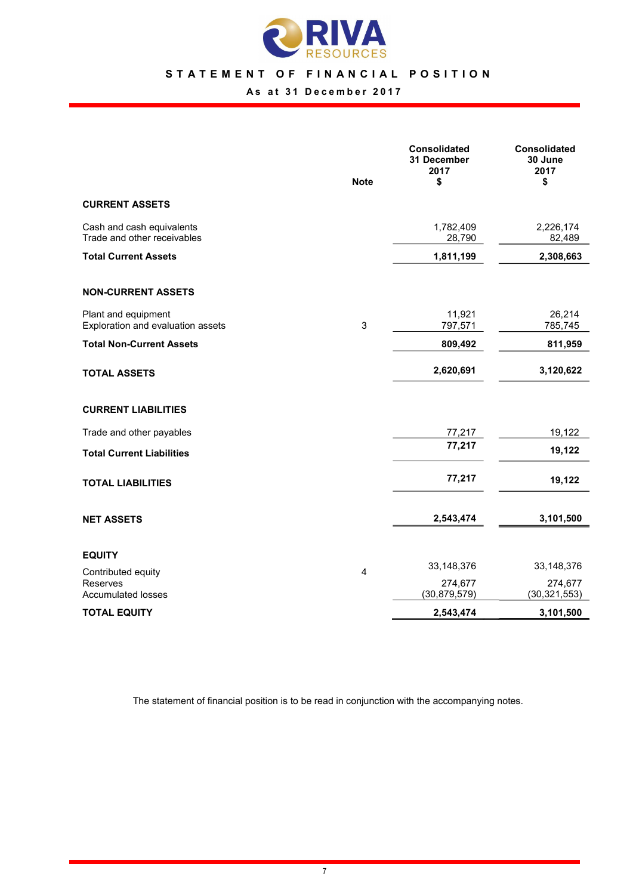RIVA RESOURCES

# STATEMENT OF FINANCIAL POSITION

## As at 31 December 2017

| | Note | Consolidated 31 December 2017 $ | Consolidated 30 June 2017 $ |
|---|---|---|---|
| **CURRENT ASSETS** | | | |
| Cash and cash equivalents | | 1,782,409 | 2,226,174 |
| Trade and other receivables | | 28,790 | 82,489 |
| **Total Current Assets** | | **1,811,199** | **2,308,663** |
| **NON-CURRENT ASSETS** | | | |
| Plant and equipment | | 11,921 | 26,214 |
| Exploration and evaluation assets | 3 | 797,571 | 785,745 |
| **Total Non-Current Assets** | | **809,492** | **811,959** |
| **TOTAL ASSETS** | | **2,620,691** | **3,120,622** |
| **CURRENT LIABILITIES** | | | |
| Trade and other payables | | 77,217 | 19,122 |
| **Total Current Liabilities** | | **77,217** | **19,122** |
| **TOTAL LIABILITIES** | | **77,217** | **19,122** |
| **NET ASSETS** | | **2,543,474** | **3,101,500** |
| **EQUITY** | | | |
| Contributed equity | 4 | 33,148,376 | 33,148,376 |
| Reserves | | 274,677 | 274,677 |
| Accumulated losses | | (30,879,579) | (30,321,553) |
| **TOTAL EQUITY** | | **2,543,474** | **3,101,500** |

The statement of financial position is to be read in conjunction with the accompanying notes.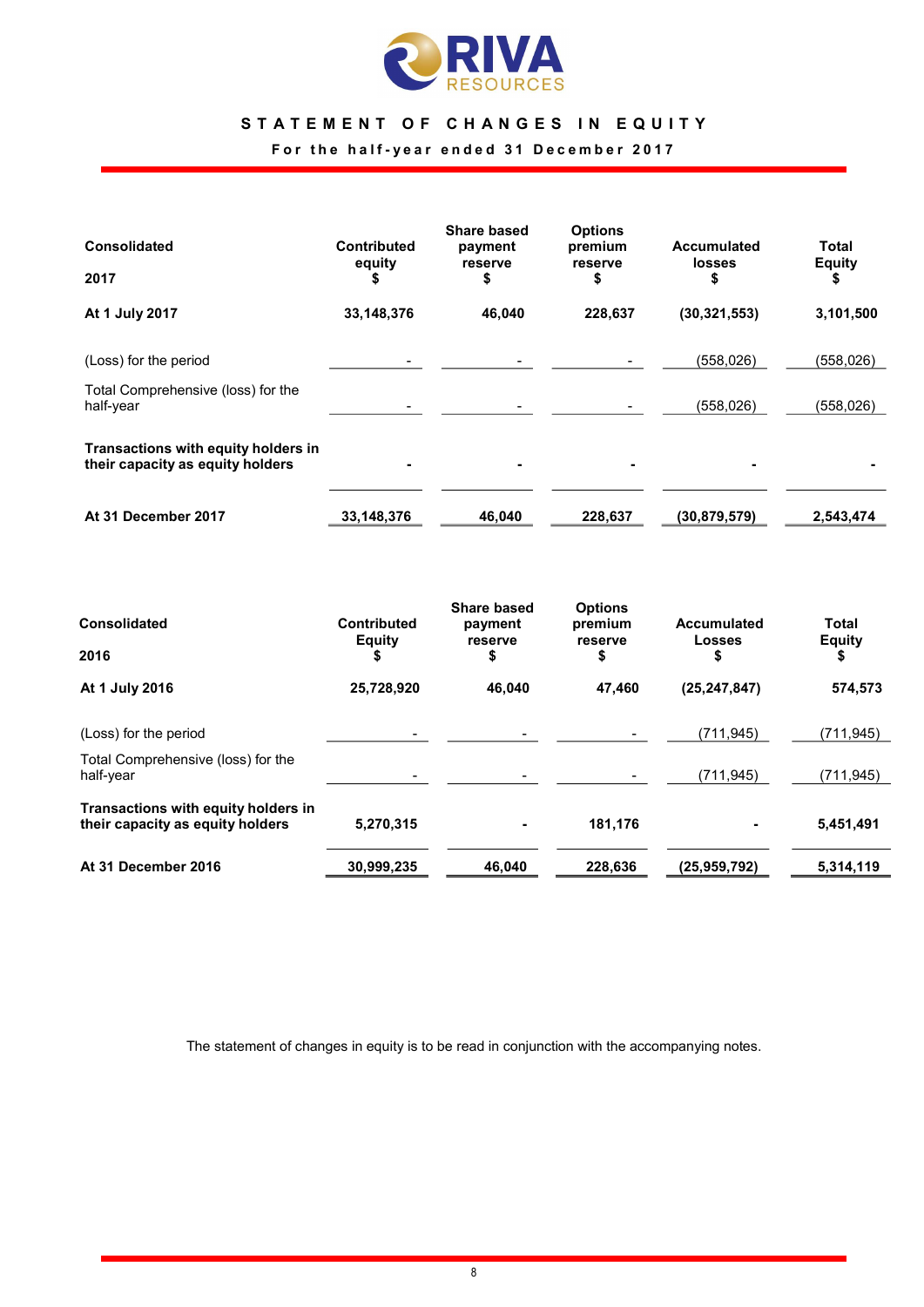RIVA RESOURCES

# STATEMENT OF CHANGES IN EQUITY

**For the half-year ended 31 December 2017**

| **Consolidated**<br>**2017** | **Contributed equity**<br>**$** | **Share based payment reserve**<br>**$** | **Options premium reserve**<br>**$** | **Accumulated losses**<br>**$** | **Total Equity**<br>**$** |
|---|---|---|---|---|---|
| **At 1 July 2017** | **33,148,376** | **46,040** | **228,637** | **(30,321,553)** | **3,101,500** |
| (Loss) for the period | - | - | - | (558,026) | (558,026) |
| Total Comprehensive (loss) for the half-year | - | - | - | (558,026) | (558,026) |
| **Transactions with equity holders in their capacity as equity holders** | **-** | **-** | **-** | **-** | **-** |
| **At 31 December 2017** | **33,148,376** | **46,040** | **228,637** | **(30,879,579)** | **2,543,474** |

| **Consolidated**<br>**2016** | **Contributed Equity**<br>**$** | **Share based payment reserve**<br>**$** | **Options premium reserve**<br>**$** | **Accumulated Losses**<br>**$** | **Total Equity**<br>**$** |
|---|---|---|---|---|---|
| **At 1 July 2016** | **25,728,920** | **46,040** | **47,460** | **(25,247,847)** | **574,573** |
| (Loss) for the period | - | - | - | (711,945) | (711,945) |
| Total Comprehensive (loss) for the half-year | - | - | - | (711,945) | (711,945) |
| **Transactions with equity holders in their capacity as equity holders** | **5,270,315** | **-** | **181,176** | **-** | **5,451,491** |
| **At 31 December 2016** | **30,999,235** | **46,040** | **228,636** | **(25,959,792)** | **5,314,119** |

The statement of changes in equity is to be read in conjunction with the accompanying notes.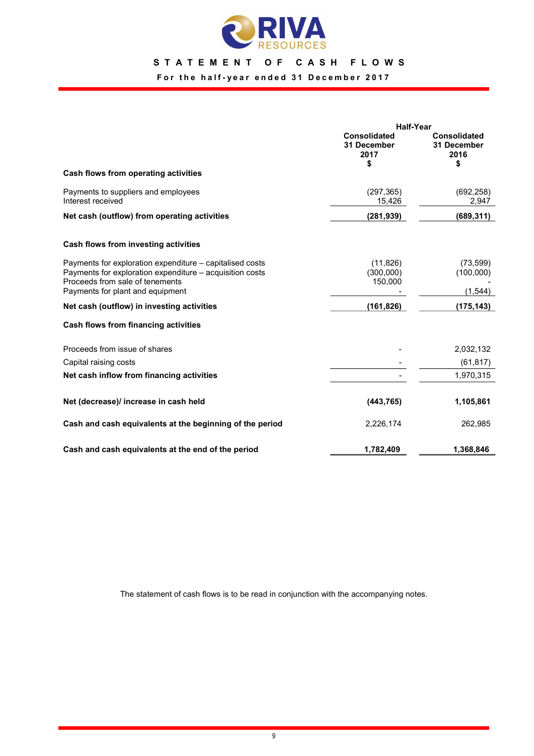RIVA RESOURCES

# STATEMENT OF CASH FLOWS

**For the half-year ended 31 December 2017**

| | Half-Year | |
|---|---|---|
| | **Consolidated 31 December 2017 $** | **Consolidated 31 December 2016 $** |
| **Cash flows from operating activities** | | |
| Payments to suppliers and employees | (297,365) | (692,258) |
| Interest received | 15,426 | 2,947 |
| **Net cash (outflow) from operating activities** | **(281,939)** | **(689,311)** |
| **Cash flows from investing activities** | | |
| Payments for exploration expenditure – capitalised costs | (11,826) | (73,599) |
| Payments for exploration expenditure – acquisition costs | (300,000) | (100,000) |
| Proceeds from sale of tenements | 150,000 | - |
| Payments for plant and equipment | - | (1,544) |
| **Net cash (outflow) in investing activities** | **(161,826)** | **(175,143)** |
| **Cash flows from financing activities** | | |
| Proceeds from issue of shares | - | 2,032,132 |
| Capital raising costs | - | (61,817) |
| **Net cash inflow from financing activities** | - | 1,970,315 |
| **Net (decrease)/ increase in cash held** | **(443,765)** | **1,105,861** |
| **Cash and cash equivalents at the beginning of the period** | 2,226,174 | 262,985 |
| **Cash and cash equivalents at the end of the period** | **1,782,409** | **1,368,846** |

The statement of cash flows is to be read in conjunction with the accompanying notes.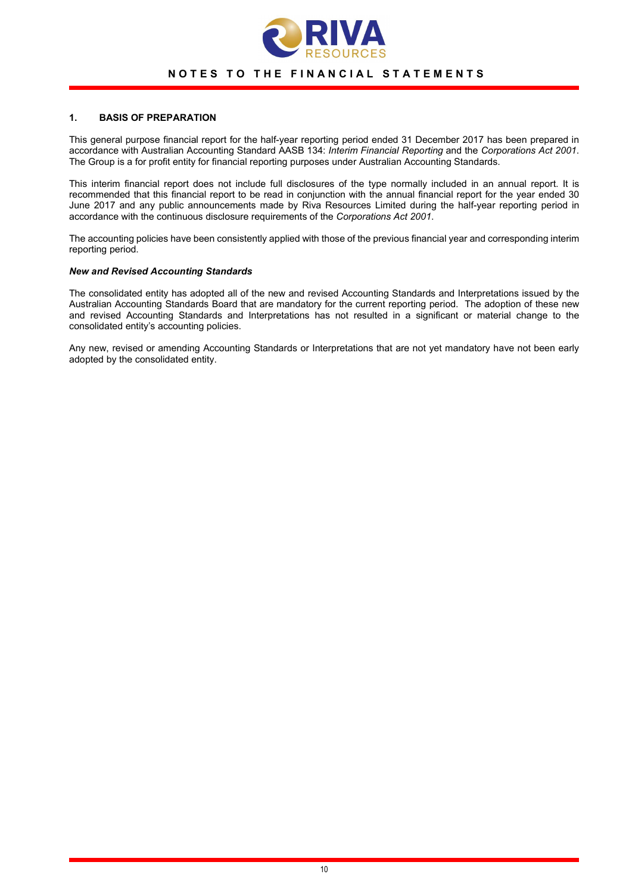## 1. BASIS OF PREPARATION

This general purpose financial report for the half-year reporting period ended 31 December 2017 has been prepared in accordance with Australian Accounting Standard AASB 134: *Interim Financial Reporting* and the *Corporations Act 2001*. The Group is a for profit entity for financial reporting purposes under Australian Accounting Standards.

This interim financial report does not include full disclosures of the type normally included in an annual report. It is recommended that this financial report to be read in conjunction with the annual financial report for the year ended 30 June 2017 and any public announcements made by Riva Resources Limited during the half-year reporting period in accordance with the continuous disclosure requirements of the *Corporations Act 2001*.

The accounting policies have been consistently applied with those of the previous financial year and corresponding interim reporting period.

***New and Revised Accounting Standards***

The consolidated entity has adopted all of the new and revised Accounting Standards and Interpretations issued by the Australian Accounting Standards Board that are mandatory for the current reporting period. The adoption of these new and revised Accounting Standards and Interpretations has not resulted in a significant or material change to the consolidated entity's accounting policies.

Any new, revised or amending Accounting Standards or Interpretations that are not yet mandatory have not been early adopted by the consolidated entity.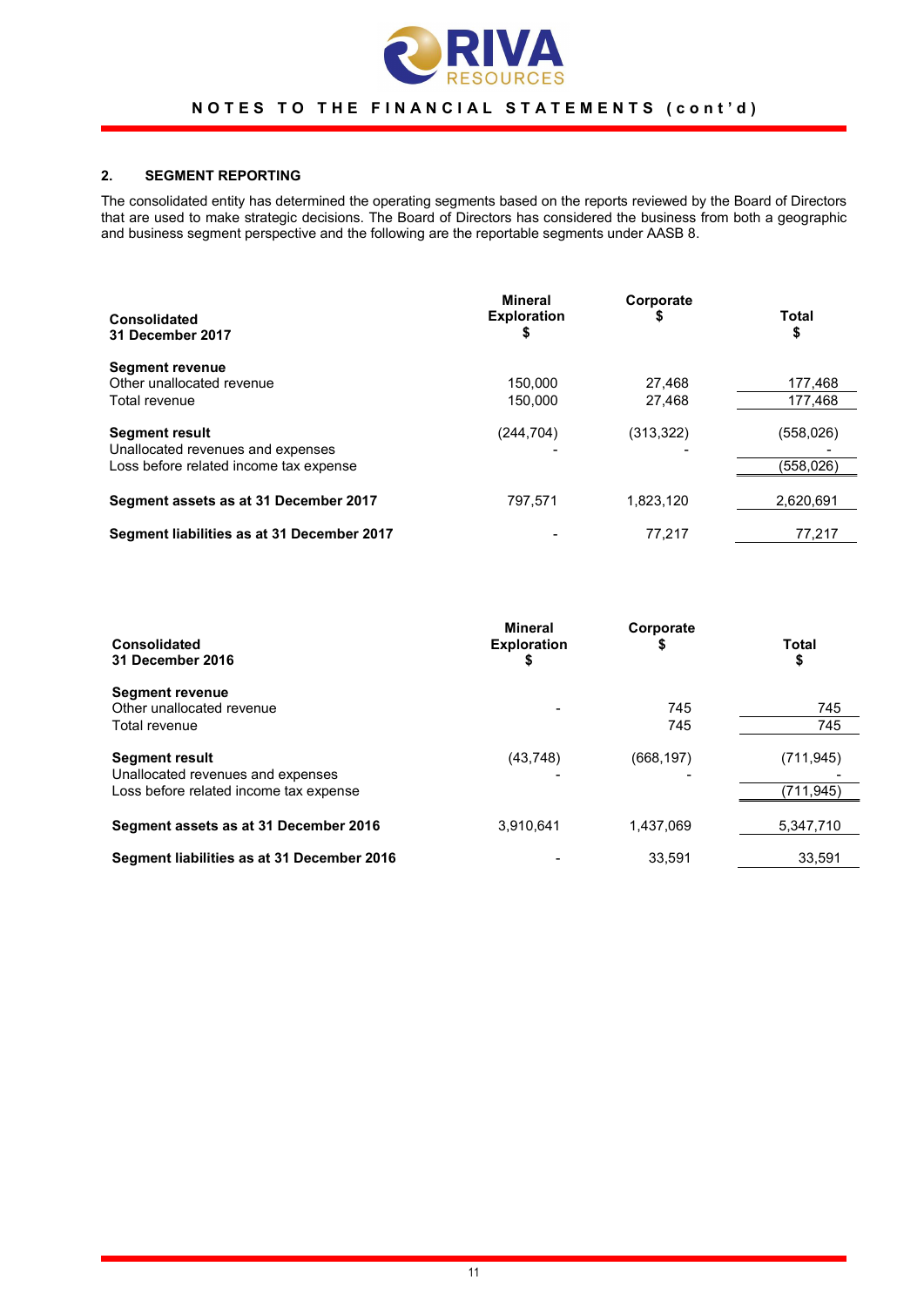## 2. SEGMENT REPORTING

The consolidated entity has determined the operating segments based on the reports reviewed by the Board of Directors that are used to make strategic decisions. The Board of Directors has considered the business from both a geographic and business segment perspective and the following are the reportable segments under AASB 8.

| Consolidated<br>31 December 2017 | Mineral Exploration<br>$ | Corporate<br>$ | Total<br>$ |
|---|---|---|---|
| **Segment revenue** | | | |
| Other unallocated revenue | 150,000 | 27,468 | 177,468 |
| Total revenue | 150,000 | 27,468 | 177,468 |
| **Segment result** | (244,704) | (313,322) | (558,026) |
| Unallocated revenues and expenses | - | - | - |
| Loss before related income tax expense | | | (558,026) |
| **Segment assets as at 31 December 2017** | 797,571 | 1,823,120 | 2,620,691 |
| **Segment liabilities as at 31 December 2017** | - | 77,217 | 77,217 |

| Consolidated<br>31 December 2016 | Mineral Exploration<br>$ | Corporate<br>$ | Total<br>$ |
|---|---|---|---|
| **Segment revenue** | | | |
| Other unallocated revenue | - | 745 | 745 |
| Total revenue | | 745 | 745 |
| **Segment result** | (43,748) | (668,197) | (711,945) |
| Unallocated revenues and expenses | - | - | - |
| Loss before related income tax expense | | | (711,945) |
| **Segment assets as at 31 December 2016** | 3,910,641 | 1,437,069 | 5,347,710 |
| **Segment liabilities as at 31 December 2016** | - | 33,591 | 33,591 |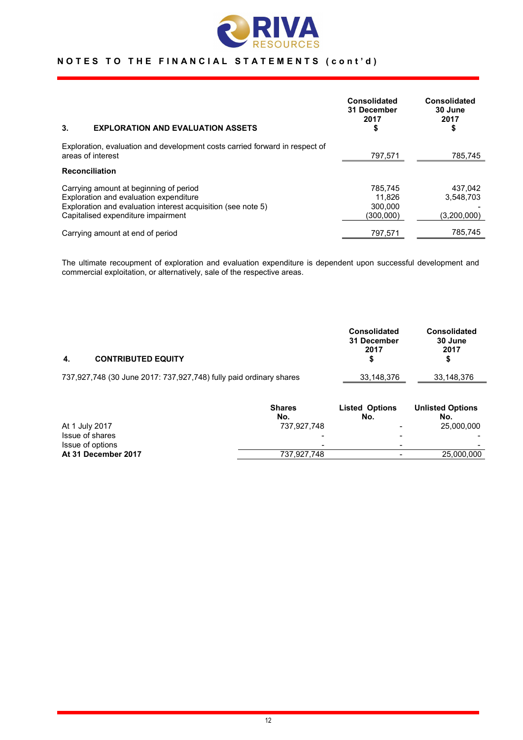## 3. EXPLORATION AND EVALUATION ASSETS

| | Consolidated 31 December 2017 $ | Consolidated 30 June 2017 $ |
|---|---|---|
| Exploration, evaluation and development costs carried forward in respect of areas of interest | 797,571 | 785,745 |
| **Reconciliation** | | |
| Carrying amount at beginning of period | 785,745 | 437,042 |
| Exploration and evaluation expenditure | 11,826 | 3,548,703 |
| Exploration and evaluation interest acquisition (see note 5) | 300,000 | - |
| Capitalised expenditure impairment | (300,000) | (3,200,000) |
| Carrying amount at end of period | 797,571 | 785,745 |

The ultimate recoupment of exploration and evaluation expenditure is dependent upon successful development and commercial exploitation, or alternatively, sale of the respective areas.

## 4. CONTRIBUTED EQUITY

| | Consolidated 31 December 2017 $ | Consolidated 30 June 2017 $ |
|---|---|---|
| 737,927,748 (30 June 2017: 737,927,748) fully paid ordinary shares | 33,148,376 | 33,148,376 |

| | Shares No. | Listed Options No. | Unlisted Options No. |
|---|---|---|---|
| At 1 July 2017 | 737,927,748 | - | 25,000,000 |
| Issue of shares | - | - | - |
| Issue of options | - | - | - |
| **At 31 December 2017** | 737,927,748 | - | 25,000,000 |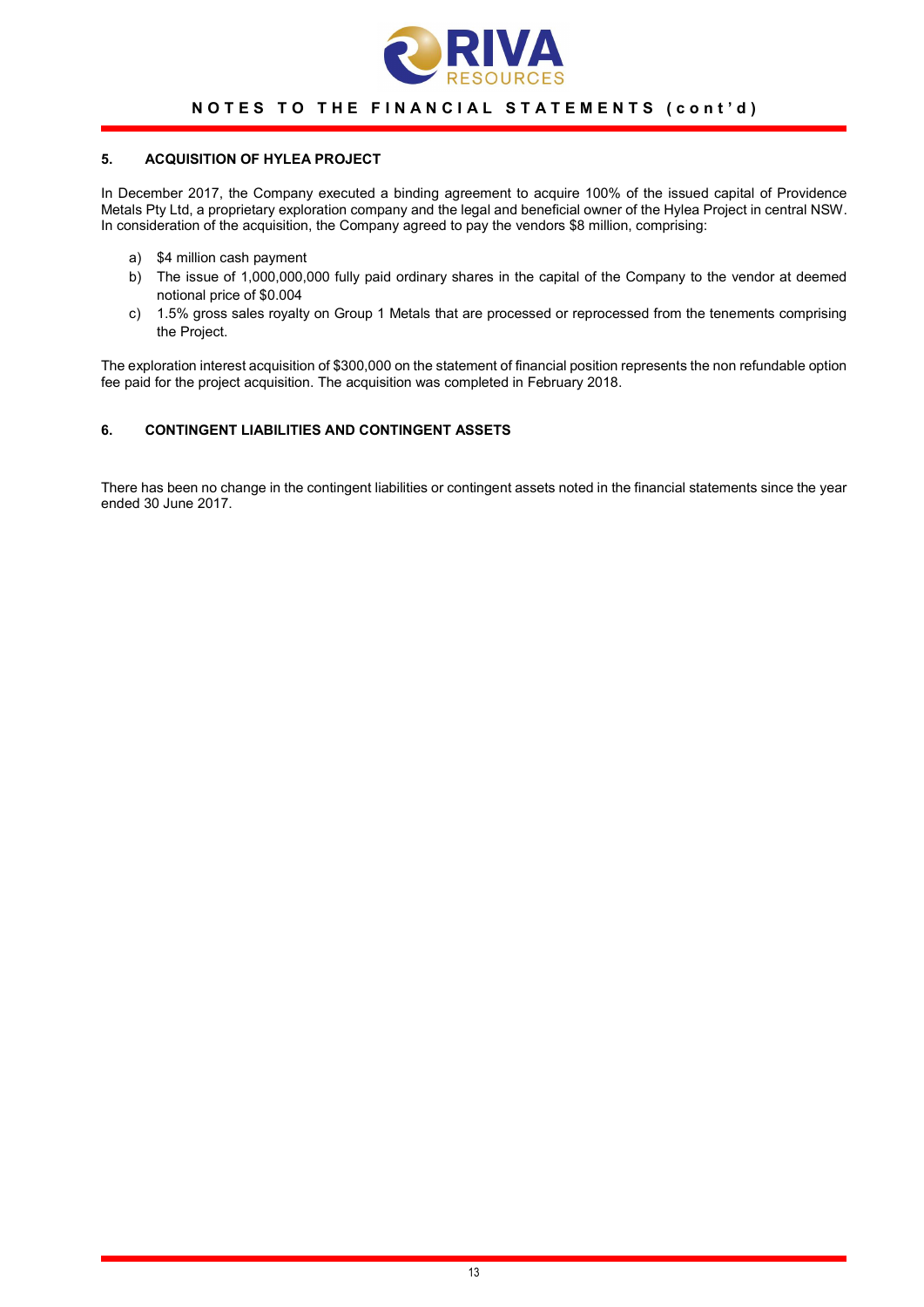## 5. ACQUISITION OF HYLEA PROJECT

In December 2017, the Company executed a binding agreement to acquire 100% of the issued capital of Providence Metals Pty Ltd, a proprietary exploration company and the legal and beneficial owner of the Hylea Project in central NSW. In consideration of the acquisition, the Company agreed to pay the vendors $8 million, comprising:

a) $4 million cash payment
b) The issue of 1,000,000,000 fully paid ordinary shares in the capital of the Company to the vendor at deemed notional price of $0.004
c) 1.5% gross sales royalty on Group 1 Metals that are processed or reprocessed from the tenements comprising the Project.

The exploration interest acquisition of $300,000 on the statement of financial position represents the non refundable option fee paid for the project acquisition. The acquisition was completed in February 2018.

## 6. CONTINGENT LIABILITIES AND CONTINGENT ASSETS

There has been no change in the contingent liabilities or contingent assets noted in the financial statements since the year ended 30 June 2017.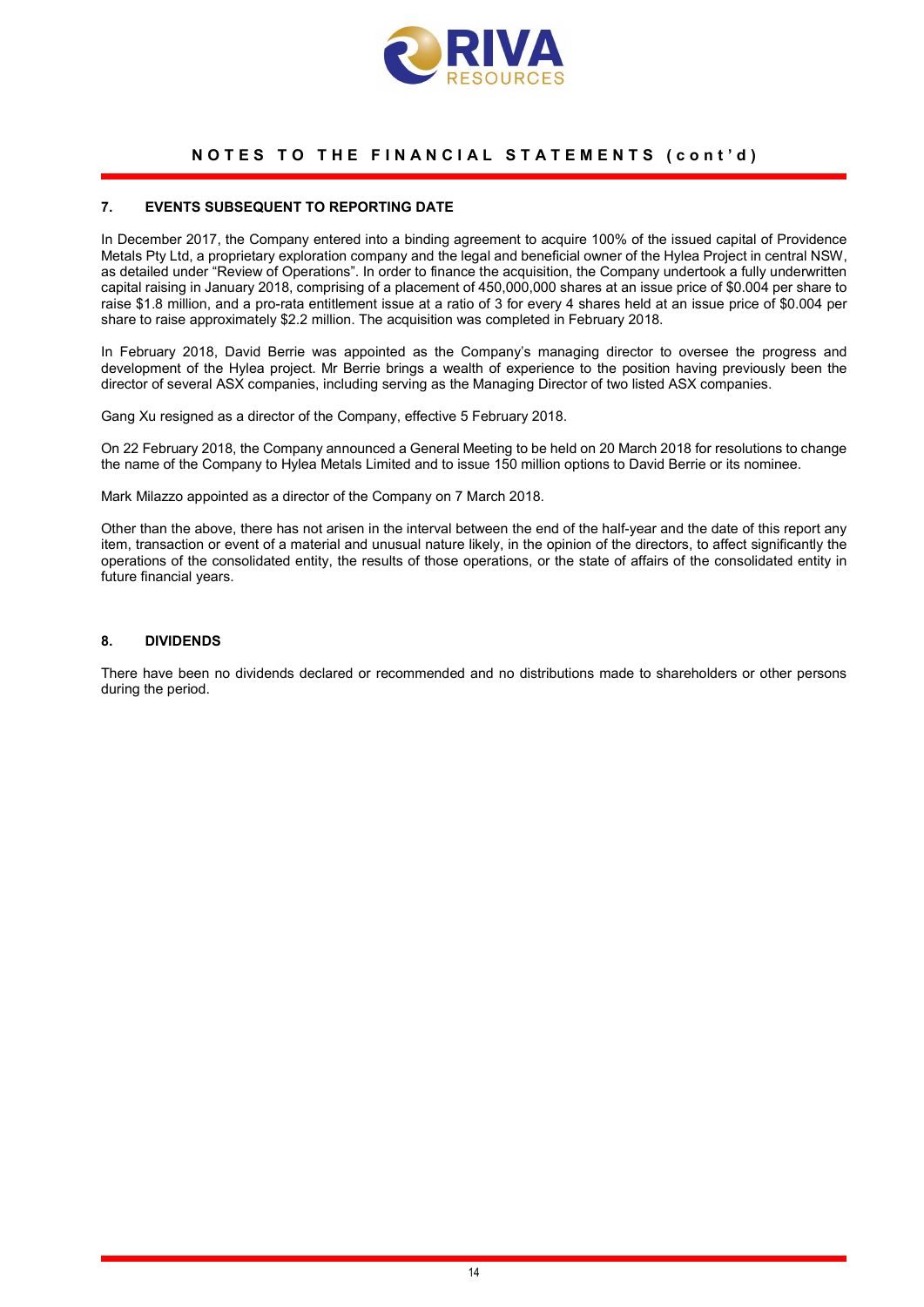## NOTES TO THE FINANCIAL STATEMENTS (cont'd)

### 7. EVENTS SUBSEQUENT TO REPORTING DATE

In December 2017, the Company entered into a binding agreement to acquire 100% of the issued capital of Providence Metals Pty Ltd, a proprietary exploration company and the legal and beneficial owner of the Hylea Project in central NSW, as detailed under "Review of Operations". In order to finance the acquisition, the Company undertook a fully underwritten capital raising in January 2018, comprising of a placement of 450,000,000 shares at an issue price of $0.004 per share to raise $1.8 million, and a pro-rata entitlement issue at a ratio of 3 for every 4 shares held at an issue price of $0.004 per share to raise approximately $2.2 million. The acquisition was completed in February 2018.

In February 2018, David Berrie was appointed as the Company's managing director to oversee the progress and development of the Hylea project. Mr Berrie brings a wealth of experience to the position having previously been the director of several ASX companies, including serving as the Managing Director of two listed ASX companies.

Gang Xu resigned as a director of the Company, effective 5 February 2018.

On 22 February 2018, the Company announced a General Meeting to be held on 20 March 2018 for resolutions to change the name of the Company to Hylea Metals Limited and to issue 150 million options to David Berrie or its nominee.

Mark Milazzo appointed as a director of the Company on 7 March 2018.

Other than the above, there has not arisen in the interval between the end of the half-year and the date of this report any item, transaction or event of a material and unusual nature likely, in the opinion of the directors, to affect significantly the operations of the consolidated entity, the results of those operations, or the state of affairs of the consolidated entity in future financial years.

### 8. DIVIDENDS

There have been no dividends declared or recommended and no distributions made to shareholders or other persons during the period.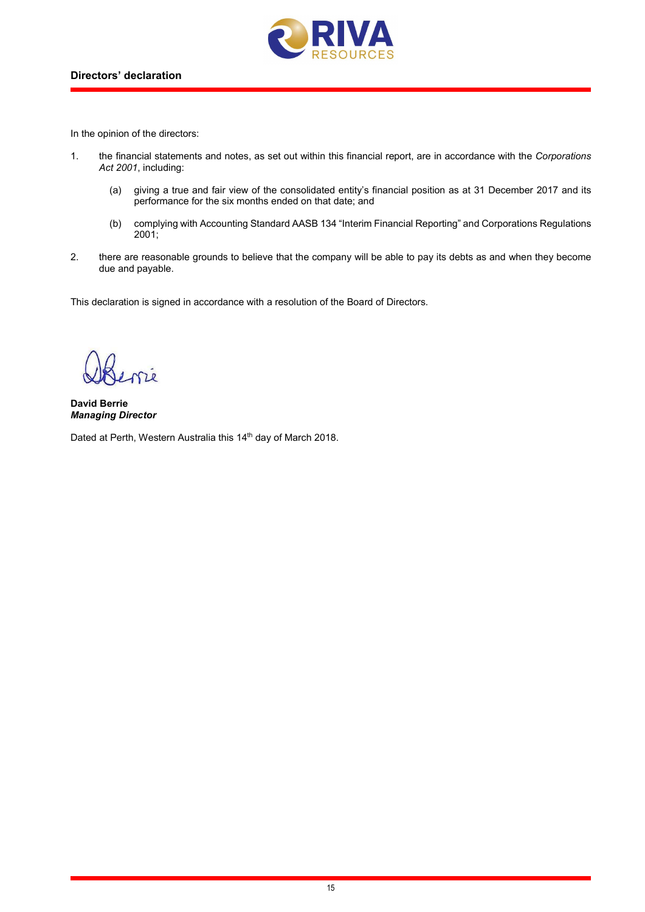## Directors' declaration

In the opinion of the directors:

1. the financial statements and notes, as set out within this financial report, are in accordance with the *Corporations Act 2001*, including:

   (a) giving a true and fair view of the consolidated entity's financial position as at 31 December 2017 and its performance for the six months ended on that date; and

   (b) complying with Accounting Standard AASB 134 "Interim Financial Reporting" and Corporations Regulations 2001;

2. there are reasonable grounds to believe that the company will be able to pay its debts as and when they become due and payable.

This declaration is signed in accordance with a resolution of the Board of Directors.

**David Berrie**
***Managing Director***

Dated at Perth, Western Australia this 14th day of March 2018.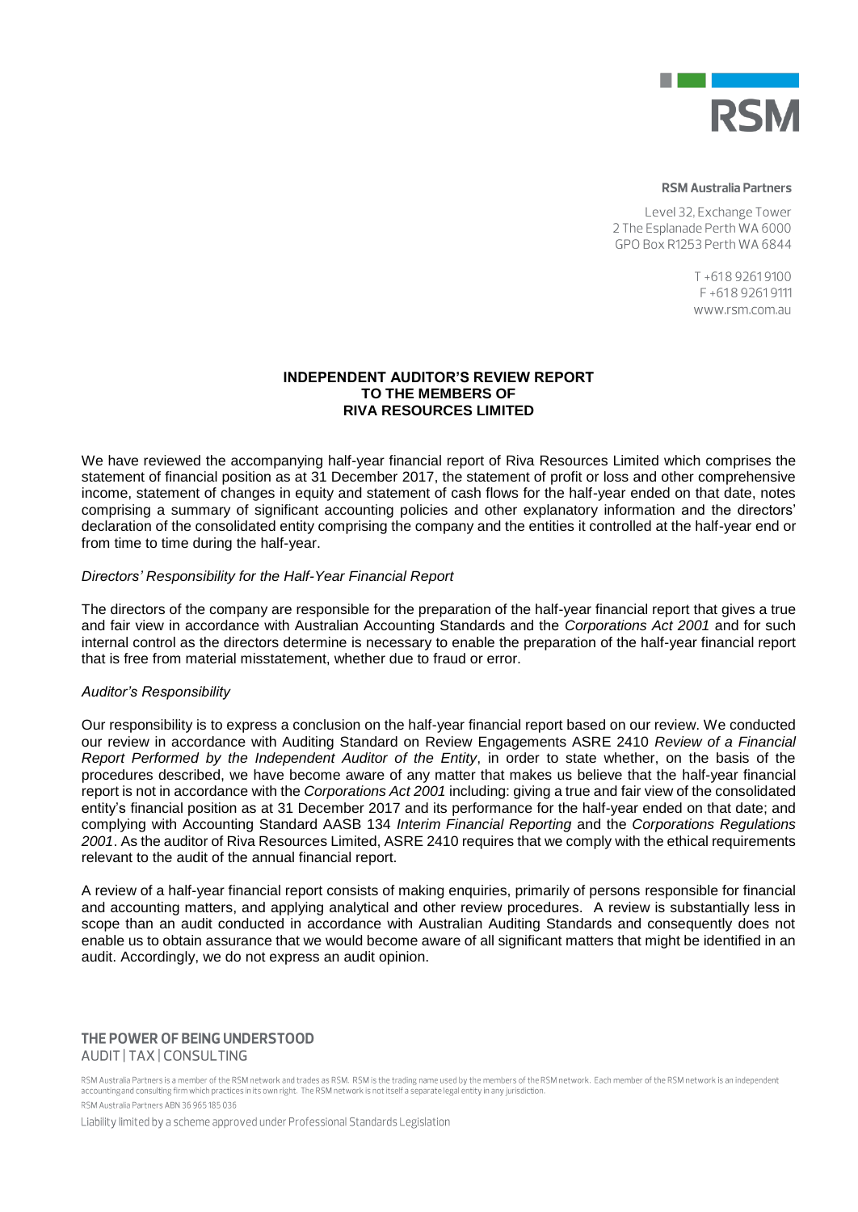**RSM Australia Partners**

Level 32, Exchange Tower
2 The Esplanade Perth WA 6000
GPO Box R1253 Perth WA 6844

T +618 9261 9100
F +618 9261 9111
www.rsm.com.au

## INDEPENDENT AUDITOR'S REVIEW REPORT TO THE MEMBERS OF RIVA RESOURCES LIMITED

We have reviewed the accompanying half-year financial report of Riva Resources Limited which comprises the statement of financial position as at 31 December 2017, the statement of profit or loss and other comprehensive income, statement of changes in equity and statement of cash flows for the half-year ended on that date, notes comprising a summary of significant accounting policies and other explanatory information and the directors' declaration of the consolidated entity comprising the company and the entities it controlled at the half-year end or from time to time during the half-year.

*Directors' Responsibility for the Half-Year Financial Report*

The directors of the company are responsible for the preparation of the half-year financial report that gives a true and fair view in accordance with Australian Accounting Standards and the *Corporations Act 2001* and for such internal control as the directors determine is necessary to enable the preparation of the half-year financial report that is free from material misstatement, whether due to fraud or error.

*Auditor's Responsibility*

Our responsibility is to express a conclusion on the half-year financial report based on our review. We conducted our review in accordance with Auditing Standard on Review Engagements ASRE 2410 *Review of a Financial Report Performed by the Independent Auditor of the Entity*, in order to state whether, on the basis of the procedures described, we have become aware of any matter that makes us believe that the half-year financial report is not in accordance with the *Corporations Act 2001* including: giving a true and fair view of the consolidated entity's financial position as at 31 December 2017 and its performance for the half-year ended on that date; and complying with Accounting Standard AASB 134 *Interim Financial Reporting* and the *Corporations Regulations 2001*. As the auditor of Riva Resources Limited, ASRE 2410 requires that we comply with the ethical requirements relevant to the audit of the annual financial report.

A review of a half-year financial report consists of making enquiries, primarily of persons responsible for financial and accounting matters, and applying analytical and other review procedures. A review is substantially less in scope than an audit conducted in accordance with Australian Auditing Standards and consequently does not enable us to obtain assurance that we would become aware of all significant matters that might be identified in an audit. Accordingly, we do not express an audit opinion.

**THE POWER OF BEING UNDERSTOOD**
AUDIT | TAX | CONSULTING

RSM Australia Partners is a member of the RSM network and trades as RSM. RSM is the trading name used by the members of the RSM network. Each member of the RSM network is an independent accounting and consulting firm which practices in its own right. The RSM network is not itself a separate legal entity in any jurisdiction.

RSM Australia Partners ABN 36 965 185 036

Liability limited by a scheme approved under Professional Standards Legislation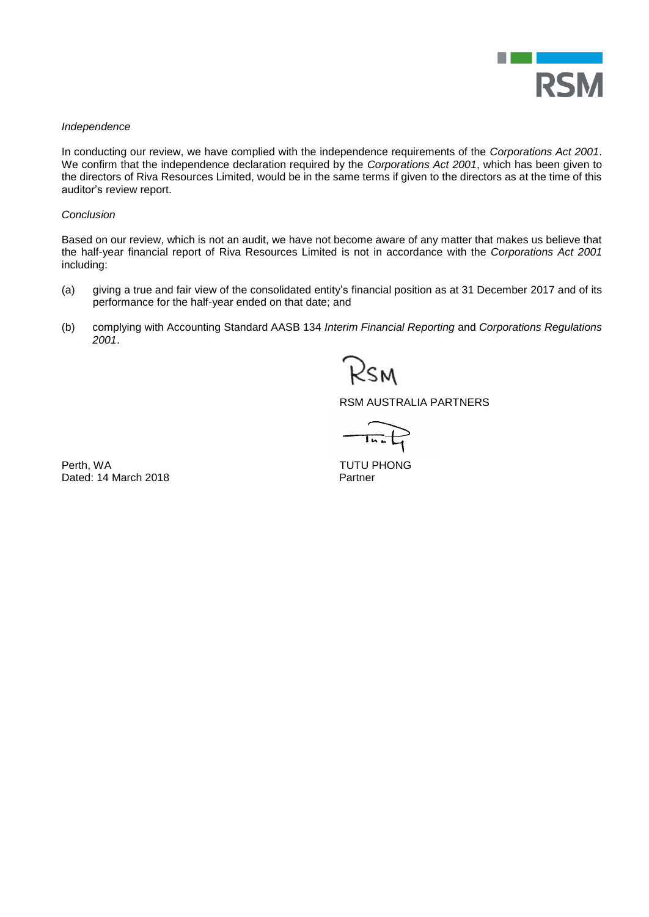*Independence*

In conducting our review, we have complied with the independence requirements of the *Corporations Act 2001*. We confirm that the independence declaration required by the *Corporations Act 2001*, which has been given to the directors of Riva Resources Limited, would be in the same terms if given to the directors as at the time of this auditor's review report.

*Conclusion*

Based on our review, which is not an audit, we have not become aware of any matter that makes us believe that the half-year financial report of Riva Resources Limited is not in accordance with the *Corporations Act 2001* including:

(a) giving a true and fair view of the consolidated entity's financial position as at 31 December 2017 and of its performance for the half-year ended on that date; and

(b) complying with Accounting Standard AASB 134 *Interim Financial Reporting* and *Corporations Regulations 2001*.

RSM AUSTRALIA PARTNERS

TUTU PHONG
Partner

Perth, WA
Dated: 14 March 2018